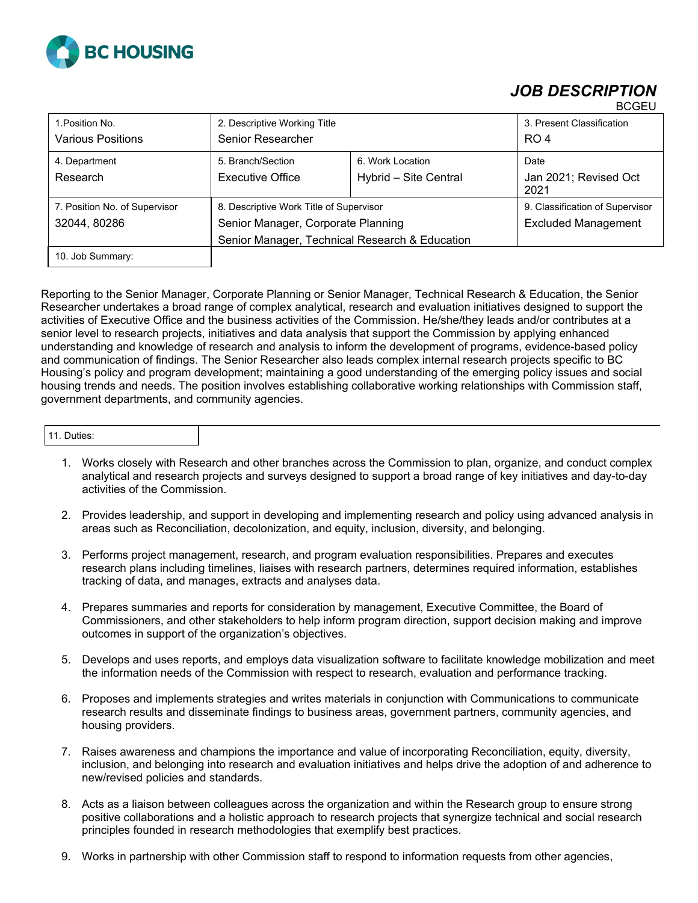BC HOUSING

# *JOB DESCRIPTION*

BCGEU

| 1. Position No. | 2. Descriptive Working Title | | 3. Present Classification |
|---|---|---|---|
| Various Positions | Senior Researcher | | RO 4 |
| 4. Department | 5. Branch/Section | 6. Work Location | Date |
| Research | Executive Office | Hybrid – Site Central | Jan 2021; Revised Oct 2021 |
| 7. Position No. of Supervisor | 8. Descriptive Work Title of Supervisor | | 9. Classification of Supervisor |
| 32044, 80286 | Senior Manager, Corporate Planning<br>Senior Manager, Technical Research & Education | | Excluded Management |

10. Job Summary:

Reporting to the Senior Manager, Corporate Planning or Senior Manager, Technical Research & Education, the Senior Researcher undertakes a broad range of complex analytical, research and evaluation initiatives designed to support the activities of Executive Office and the business activities of the Commission. He/she/they leads and/or contributes at a senior level to research projects, initiatives and data analysis that support the Commission by applying enhanced understanding and knowledge of research and analysis to inform the development of programs, evidence-based policy and communication of findings. The Senior Researcher also leads complex internal research projects specific to BC Housing's policy and program development; maintaining a good understanding of the emerging policy issues and social housing trends and needs. The position involves establishing collaborative working relationships with Commission staff, government departments, and community agencies.

11. Duties:

1. Works closely with Research and other branches across the Commission to plan, organize, and conduct complex analytical and research projects and surveys designed to support a broad range of key initiatives and day-to-day activities of the Commission.

2. Provides leadership, and support in developing and implementing research and policy using advanced analysis in areas such as Reconciliation, decolonization, and equity, inclusion, diversity, and belonging.

3. Performs project management, research, and program evaluation responsibilities. Prepares and executes research plans including timelines, liaises with research partners, determines required information, establishes tracking of data, and manages, extracts and analyses data.

4. Prepares summaries and reports for consideration by management, Executive Committee, the Board of Commissioners, and other stakeholders to help inform program direction, support decision making and improve outcomes in support of the organization's objectives.

5. Develops and uses reports, and employs data visualization software to facilitate knowledge mobilization and meet the information needs of the Commission with respect to research, evaluation and performance tracking.

6. Proposes and implements strategies and writes materials in conjunction with Communications to communicate research results and disseminate findings to business areas, government partners, community agencies, and housing providers.

7. Raises awareness and champions the importance and value of incorporating Reconciliation, equity, diversity, inclusion, and belonging into research and evaluation initiatives and helps drive the adoption of and adherence to new/revised policies and standards.

8. Acts as a liaison between colleagues across the organization and within the Research group to ensure strong positive collaborations and a holistic approach to research projects that synergize technical and social research principles founded in research methodologies that exemplify best practices.

9. Works in partnership with other Commission staff to respond to information requests from other agencies,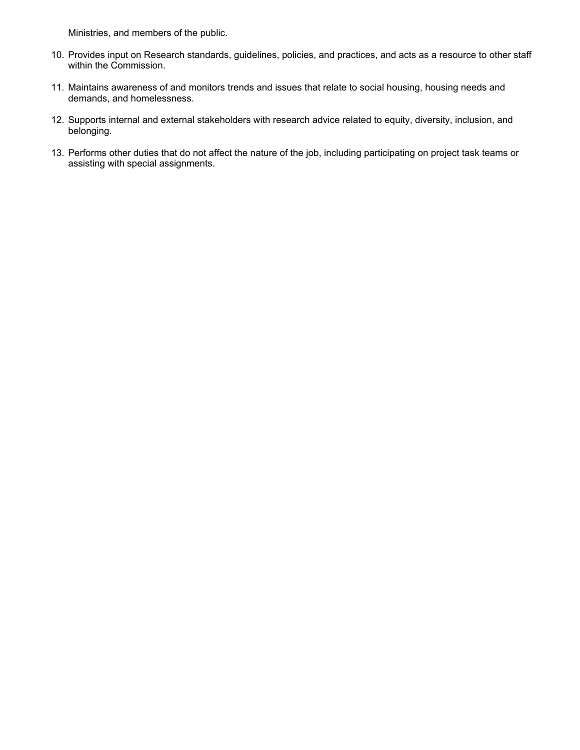Ministries, and members of the public.

10. Provides input on Research standards, guidelines, policies, and practices, and acts as a resource to other staff within the Commission.

11. Maintains awareness of and monitors trends and issues that relate to social housing, housing needs and demands, and homelessness.

12. Supports internal and external stakeholders with research advice related to equity, diversity, inclusion, and belonging.

13. Performs other duties that do not affect the nature of the job, including participating on project task teams or assisting with special assignments.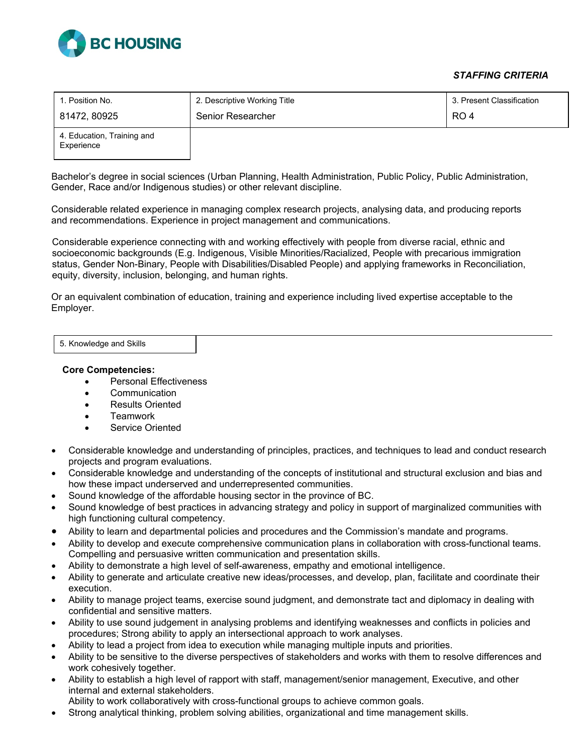**BC HOUSING**

***STAFFING CRITERIA***

| 1. Position No. | 2. Descriptive Working Title | 3. Present Classification |
|---|---|---|
| 81472, 80925 | Senior Researcher | RO 4 |

4. Education, Training and Experience

Bachelor's degree in social sciences (Urban Planning, Health Administration, Public Policy, Public Administration, Gender, Race and/or Indigenous studies) or other relevant discipline.

Considerable related experience in managing complex research projects, analysing data, and producing reports and recommendations. Experience in project management and communications.

Considerable experience connecting with and working effectively with people from diverse racial, ethnic and socioeconomic backgrounds (E.g. Indigenous, Visible Minorities/Racialized, People with precarious immigration status, Gender Non-Binary, People with Disabilities/Disabled People) and applying frameworks in Reconciliation, equity, diversity, inclusion, belonging, and human rights.

Or an equivalent combination of education, training and experience including lived expertise acceptable to the Employer.

5. Knowledge and Skills

**Core Competencies:**

- Personal Effectiveness
- Communication
- Results Oriented
- Teamwork
- Service Oriented

- Considerable knowledge and understanding of principles, practices, and techniques to lead and conduct research projects and program evaluations.
- Considerable knowledge and understanding of the concepts of institutional and structural exclusion and bias and how these impact underserved and underrepresented communities.
- Sound knowledge of the affordable housing sector in the province of BC.
- Sound knowledge of best practices in advancing strategy and policy in support of marginalized communities with high functioning cultural competency.
- Ability to learn and departmental policies and procedures and the Commission's mandate and programs.
- Ability to develop and execute comprehensive communication plans in collaboration with cross-functional teams. Compelling and persuasive written communication and presentation skills.
- Ability to demonstrate a high level of self-awareness, empathy and emotional intelligence.
- Ability to generate and articulate creative new ideas/processes, and develop, plan, facilitate and coordinate their execution.
- Ability to manage project teams, exercise sound judgment, and demonstrate tact and diplomacy in dealing with confidential and sensitive matters.
- Ability to use sound judgement in analysing problems and identifying weaknesses and conflicts in policies and procedures; Strong ability to apply an intersectional approach to work analyses.
- Ability to lead a project from idea to execution while managing multiple inputs and priorities.
- Ability to be sensitive to the diverse perspectives of stakeholders and works with them to resolve differences and work cohesively together.
- Ability to establish a high level of rapport with staff, management/senior management, Executive, and other internal and external stakeholders.
  Ability to work collaboratively with cross-functional groups to achieve common goals.
- Strong analytical thinking, problem solving abilities, organizational and time management skills.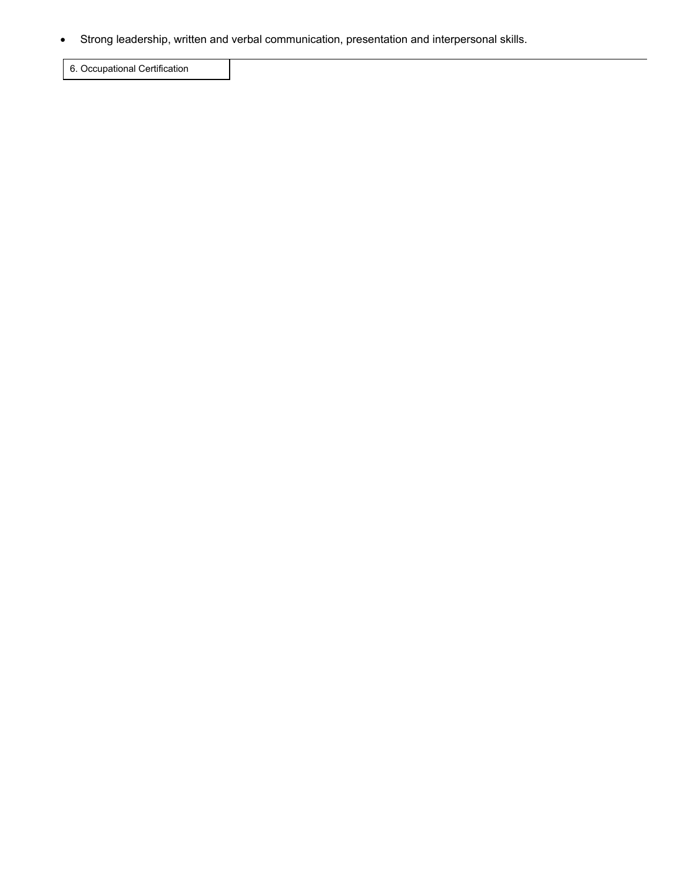- Strong leadership, written and verbal communication, presentation and interpersonal skills.

| 6. Occupational Certification | |
|---|---|